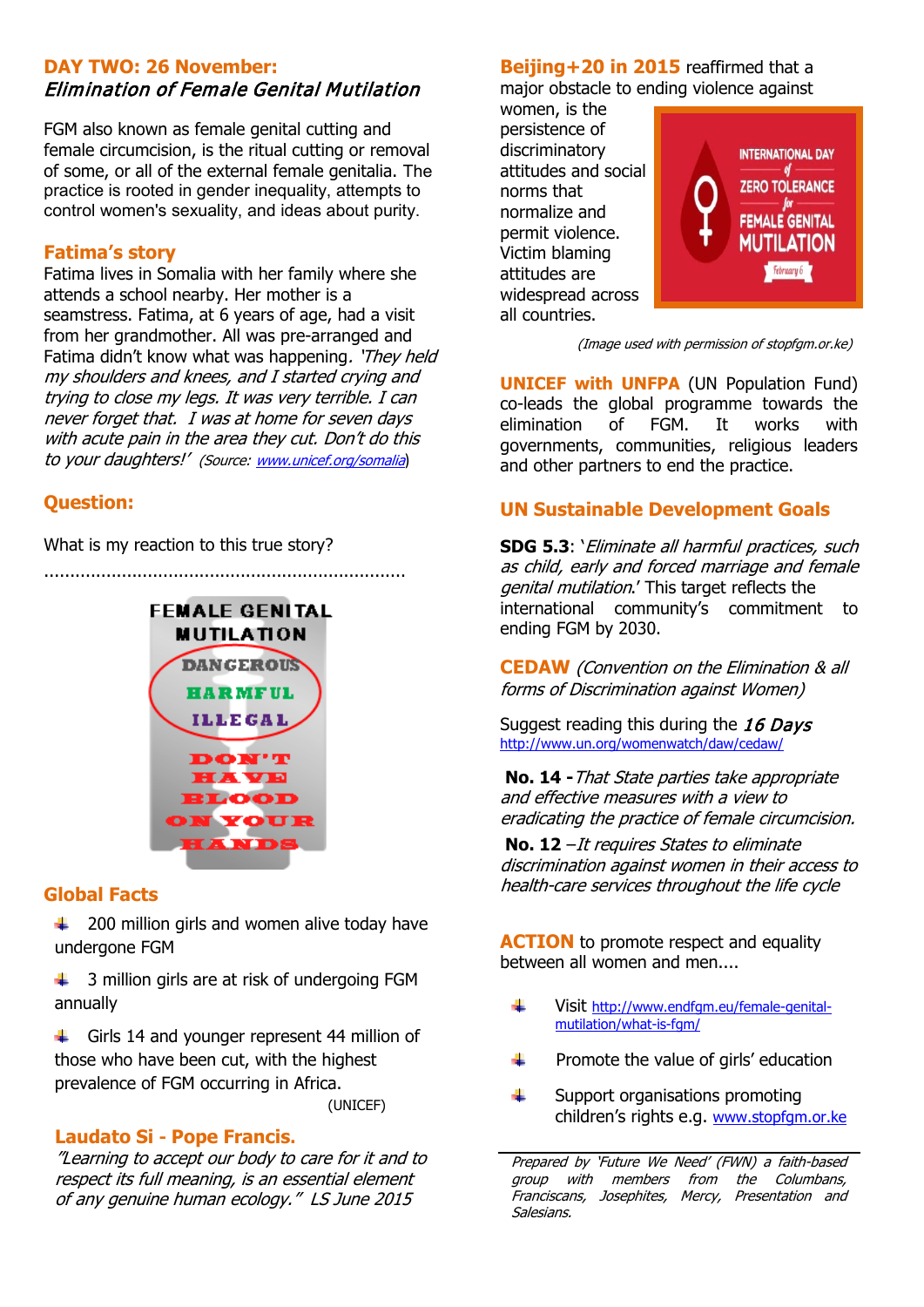## DAY TWO: 26 November:
### *Elimination of Female Genital Mutilation*

FGM also known as female genital cutting and female circumcision, is the ritual cutting or removal of some, or all of the external female genitalia. The practice is rooted in gender inequality, attempts to control women's sexuality, and ideas about purity.

### Fatima's story

Fatima lives in Somalia with her family where she attends a school nearby. Her mother is a seamstress. Fatima, at 6 years of age, had a visit from her grandmother. All was pre-arranged and Fatima didn't know what was happening*. 'They held my shoulders and knees, and I started crying and trying to close my legs. It was very terrible. I can never forget that. I was at home for seven days with acute pain in the area they cut. Don't do this to your daughters!'* (*Source:* www.unicef.org/somalia)

### Question:

What is my reaction to this true story?

......................................................................

FEMALE GENITAL MUTILATION

DANGEROUS
HARMFUL
ILLEGAL

DON'T HAVE BLOOD ON YOUR HANDS

### Global Facts

- 200 million girls and women alive today have undergone FGM
- 3 million girls are at risk of undergoing FGM annually
- Girls 14 and younger represent 44 million of those who have been cut, with the highest prevalence of FGM occurring in Africa.

(UNICEF)

### Laudato Si - Pope Francis.

*"Learning to accept our body to care for it and to respect its full meaning, is an essential element of any genuine human ecology." LS June 2015*

**Beijing+20 in 2015** reaffirmed that a major obstacle to ending violence against women, is the persistence of discriminatory attitudes and social norms that normalize and permit violence. Victim blaming attitudes are widespread across all countries.

INTERNATIONAL DAY of ZERO TOLERANCE for FEMALE GENITAL MUTILATION
February 6

*(Image used with permission of stopfgm.or.ke)*

**UNICEF with UNFPA** (UN Population Fund) co-leads the global programme towards the elimination of FGM. It works with governments, communities, religious leaders and other partners to end the practice.

### UN Sustainable Development Goals

**SDG 5.3**: '*Eliminate all harmful practices, such as child, early and forced marriage and female genital mutilation*.' This target reflects the international community's commitment to ending FGM by 2030.

**CEDAW** *(Convention on the Elimination & all forms of Discrimination against Women)*

Suggest reading this during the ***16 Days***
http://www.un.org/womenwatch/daw/cedaw/

**No. 14 -** *That State parties take appropriate and effective measures with a view to eradicating the practice of female circumcision.*

**No. 12** –*It requires States to eliminate discrimination against women in their access to health-care services throughout the life cycle*

**ACTION** to promote respect and equality between all women and men....

- Visit http://www.endfgm.eu/female-genital-mutilation/what-is-fgm/
- Promote the value of girls' education
- Support organisations promoting children's rights e.g. www.stopfgm.or.ke

---

*Prepared by 'Future We Need' (FWN) a faith-based group with members from the Columbans, Franciscans, Josephites, Mercy, Presentation and Salesians.*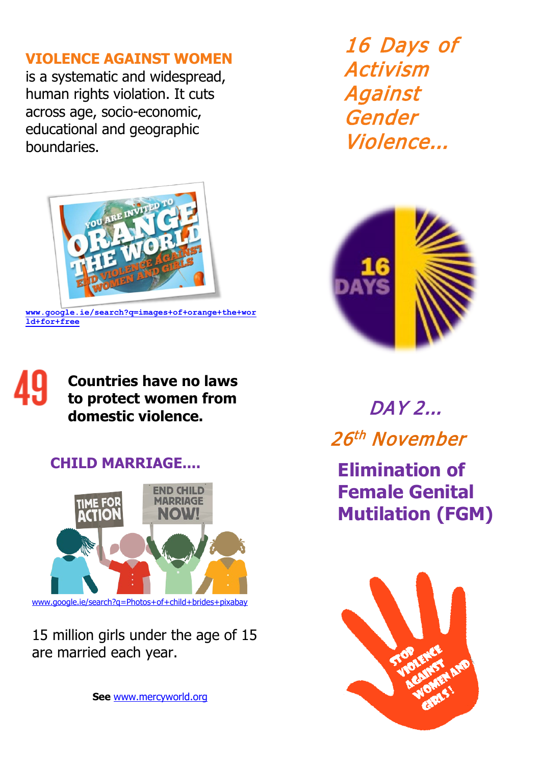**VIOLENCE AGAINST WOMEN** is a systematic and widespread, human rights violation. It cuts across age, socio-economic, educational and geographic boundaries.

www.google.ie/search?q=images+of+orange+the+world+for+free

**49 Countries have no laws to protect women from domestic violence.**

## CHILD MARRIAGE….

www.google.ie/search?q=Photos+of+child+brides+pixabay

15 million girls under the age of 15 are married each year.

**See** www.mercyworld.org

# *16 Days of Activism Against Gender Violence…*

## *DAY 2…*

## *26th November*

## Elimination of Female Genital Mutilation (FGM)